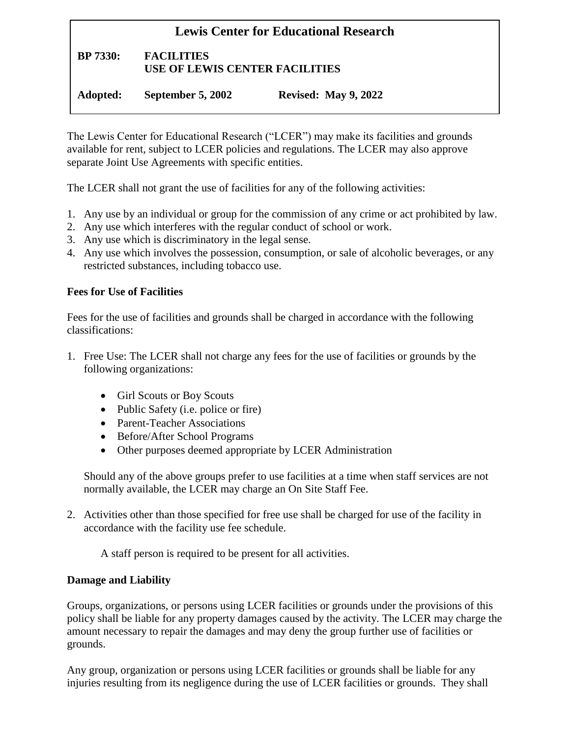# Lewis Center for Educational Research

**BP 7330: FACILITIES**
**USE OF LEWIS CENTER FACILITIES**

**Adopted: September 5, 2002 Revised: May 9, 2022**

The Lewis Center for Educational Research ("LCER") may make its facilities and grounds available for rent, subject to LCER policies and regulations. The LCER may also approve separate Joint Use Agreements with specific entities.

The LCER shall not grant the use of facilities for any of the following activities:

1. Any use by an individual or group for the commission of any crime or act prohibited by law.
2. Any use which interferes with the regular conduct of school or work.
3. Any use which is discriminatory in the legal sense.
4. Any use which involves the possession, consumption, or sale of alcoholic beverages, or any restricted substances, including tobacco use.

### Fees for Use of Facilities

Fees for the use of facilities and grounds shall be charged in accordance with the following classifications:

1. Free Use: The LCER shall not charge any fees for the use of facilities or grounds by the following organizations:

   - Girl Scouts or Boy Scouts
   - Public Safety (i.e. police or fire)
   - Parent-Teacher Associations
   - Before/After School Programs
   - Other purposes deemed appropriate by LCER Administration

   Should any of the above groups prefer to use facilities at a time when staff services are not normally available, the LCER may charge an On Site Staff Fee.

2. Activities other than those specified for free use shall be charged for use of the facility in accordance with the facility use fee schedule.

   A staff person is required to be present for all activities.

### Damage and Liability

Groups, organizations, or persons using LCER facilities or grounds under the provisions of this policy shall be liable for any property damages caused by the activity. The LCER may charge the amount necessary to repair the damages and may deny the group further use of facilities or grounds.

Any group, organization or persons using LCER facilities or grounds shall be liable for any injuries resulting from its negligence during the use of LCER facilities or grounds. They shall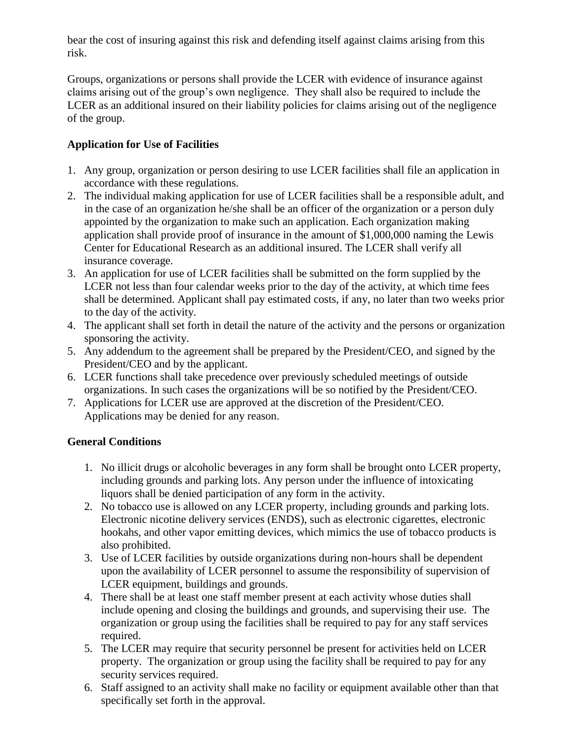bear the cost of insuring against this risk and defending itself against claims arising from this risk.

Groups, organizations or persons shall provide the LCER with evidence of insurance against claims arising out of the group's own negligence. They shall also be required to include the LCER as an additional insured on their liability policies for claims arising out of the negligence of the group.

**Application for Use of Facilities**

1. Any group, organization or person desiring to use LCER facilities shall file an application in accordance with these regulations.
2. The individual making application for use of LCER facilities shall be a responsible adult, and in the case of an organization he/she shall be an officer of the organization or a person duly appointed by the organization to make such an application. Each organization making application shall provide proof of insurance in the amount of $1,000,000 naming the Lewis Center for Educational Research as an additional insured. The LCER shall verify all insurance coverage.
3. An application for use of LCER facilities shall be submitted on the form supplied by the LCER not less than four calendar weeks prior to the day of the activity, at which time fees shall be determined. Applicant shall pay estimated costs, if any, no later than two weeks prior to the day of the activity.
4. The applicant shall set forth in detail the nature of the activity and the persons or organization sponsoring the activity.
5. Any addendum to the agreement shall be prepared by the President/CEO, and signed by the President/CEO and by the applicant.
6. LCER functions shall take precedence over previously scheduled meetings of outside organizations. In such cases the organizations will be so notified by the President/CEO.
7. Applications for LCER use are approved at the discretion of the President/CEO. Applications may be denied for any reason.

**General Conditions**

1. No illicit drugs or alcoholic beverages in any form shall be brought onto LCER property, including grounds and parking lots. Any person under the influence of intoxicating liquors shall be denied participation of any form in the activity.
2. No tobacco use is allowed on any LCER property, including grounds and parking lots. Electronic nicotine delivery services (ENDS), such as electronic cigarettes, electronic hookahs, and other vapor emitting devices, which mimics the use of tobacco products is also prohibited.
3. Use of LCER facilities by outside organizations during non-hours shall be dependent upon the availability of LCER personnel to assume the responsibility of supervision of LCER equipment, buildings and grounds.
4. There shall be at least one staff member present at each activity whose duties shall include opening and closing the buildings and grounds, and supervising their use. The organization or group using the facilities shall be required to pay for any staff services required.
5. The LCER may require that security personnel be present for activities held on LCER property. The organization or group using the facility shall be required to pay for any security services required.
6. Staff assigned to an activity shall make no facility or equipment available other than that specifically set forth in the approval.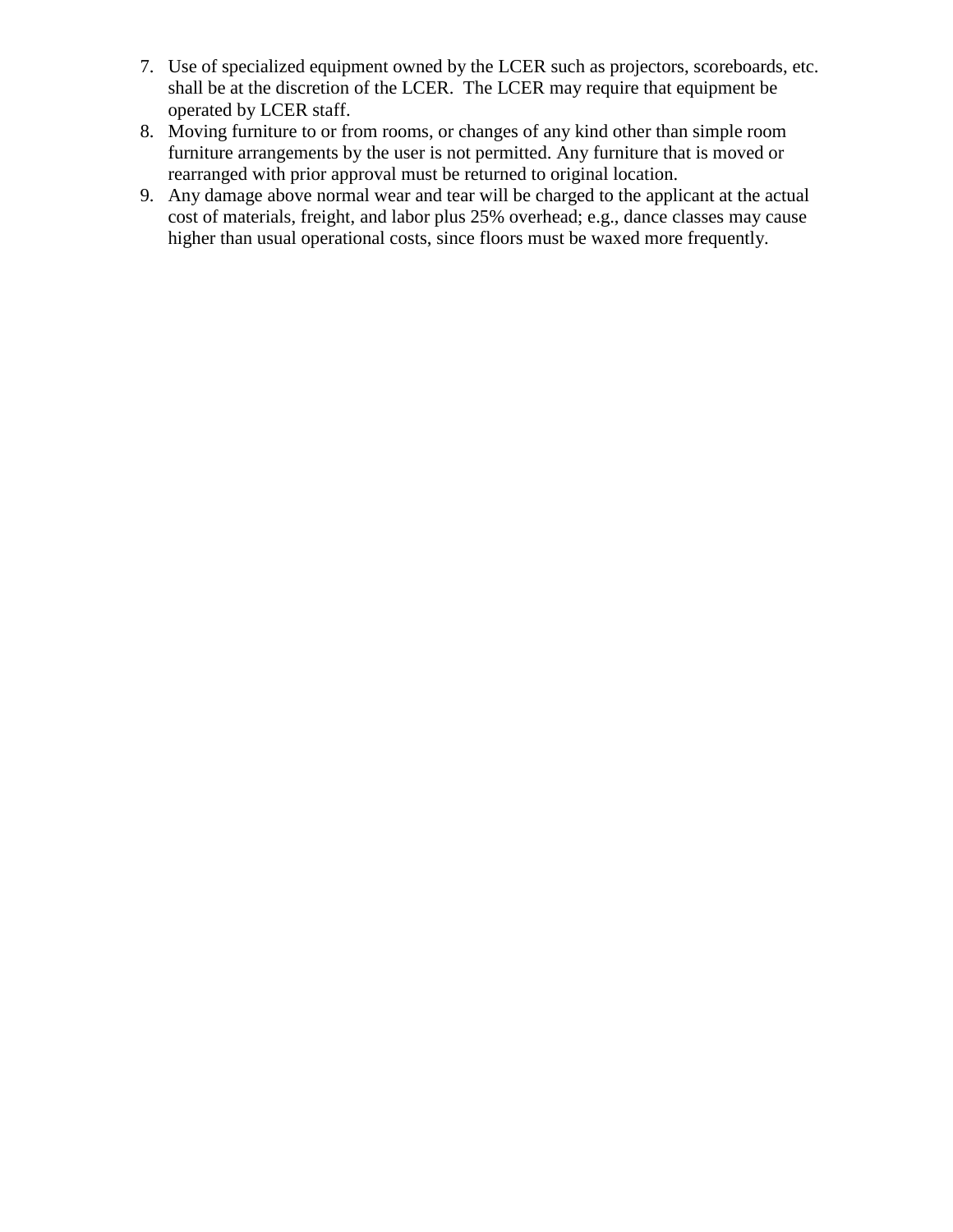7. Use of specialized equipment owned by the LCER such as projectors, scoreboards, etc. shall be at the discretion of the LCER. The LCER may require that equipment be operated by LCER staff.
8. Moving furniture to or from rooms, or changes of any kind other than simple room furniture arrangements by the user is not permitted. Any furniture that is moved or rearranged with prior approval must be returned to original location.
9. Any damage above normal wear and tear will be charged to the applicant at the actual cost of materials, freight, and labor plus 25% overhead; e.g., dance classes may cause higher than usual operational costs, since floors must be waxed more frequently.